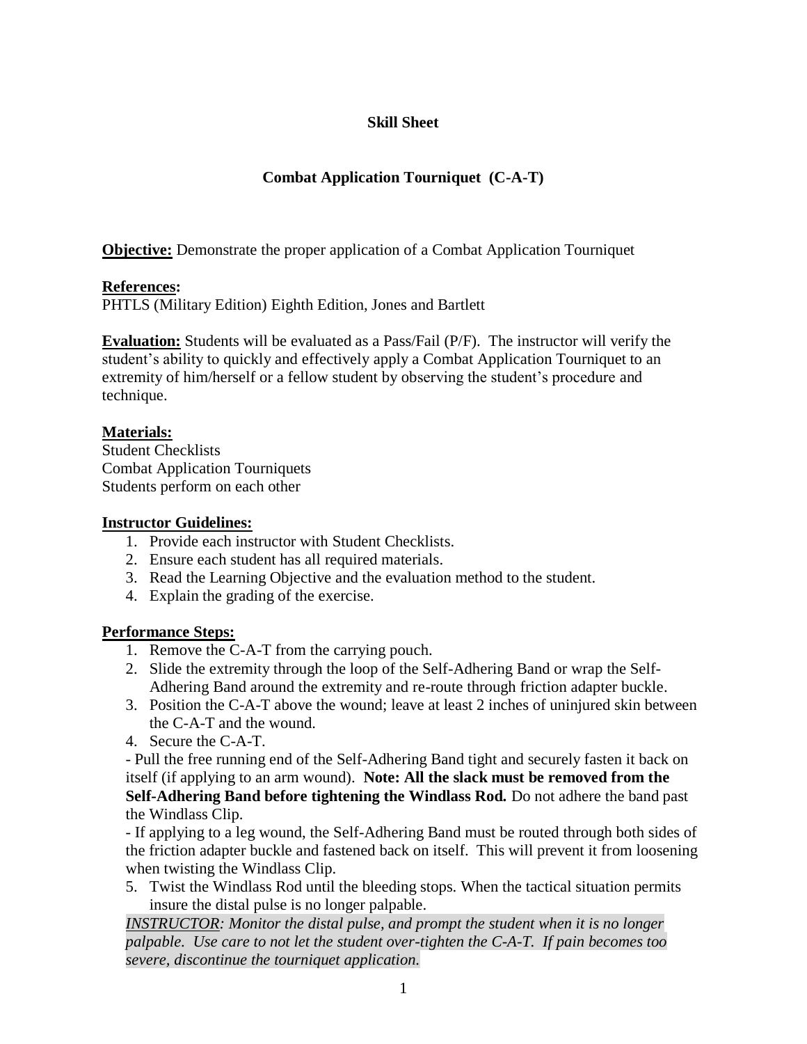# Skill Sheet

## Combat Application Tourniquet (C-A-T)

**Objective:** Demonstrate the proper application of a Combat Application Tourniquet

**References:**
PHTLS (Military Edition) Eighth Edition, Jones and Bartlett

**Evaluation:** Students will be evaluated as a Pass/Fail (P/F). The instructor will verify the student's ability to quickly and effectively apply a Combat Application Tourniquet to an extremity of him/herself or a fellow student by observing the student's procedure and technique.

**Materials:**
Student Checklists
Combat Application Tourniquets
Students perform on each other

**Instructor Guidelines:**

1. Provide each instructor with Student Checklists.
2. Ensure each student has all required materials.
3. Read the Learning Objective and the evaluation method to the student.
4. Explain the grading of the exercise.

**Performance Steps:**

1. Remove the C-A-T from the carrying pouch.
2. Slide the extremity through the loop of the Self-Adhering Band or wrap the Self-Adhering Band around the extremity and re-route through friction adapter buckle.
3. Position the C-A-T above the wound; leave at least 2 inches of uninjured skin between the C-A-T and the wound.
4. Secure the C-A-T.

- Pull the free running end of the Self-Adhering Band tight and securely fasten it back on itself (if applying to an arm wound). **Note: All the slack must be removed from the Self-Adhering Band before tightening the Windlass Rod.** Do not adhere the band past the Windlass Clip.
- If applying to a leg wound, the Self-Adhering Band must be routed through both sides of the friction adapter buckle and fastened back on itself. This will prevent it from loosening when twisting the Windlass Clip.

5. Twist the Windlass Rod until the bleeding stops. When the tactical situation permits insure the distal pulse is no longer palpable.

*INSTRUCTOR: Monitor the distal pulse, and prompt the student when it is no longer palpable. Use care to not let the student over-tighten the C-A-T. If pain becomes too severe, discontinue the tourniquet application.*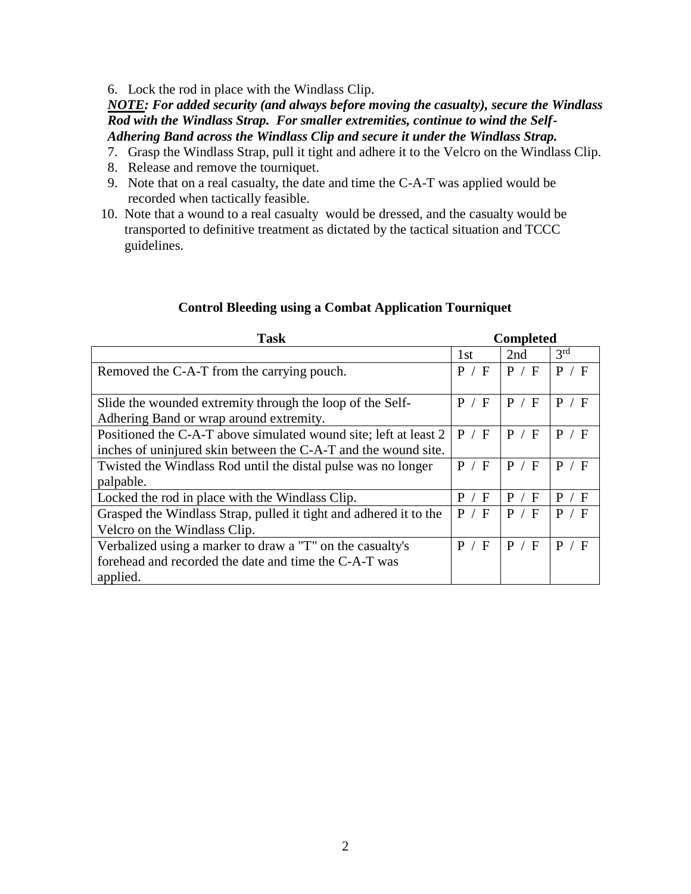6. Lock the rod in place with the Windlass Clip.

***<u>NOTE</u>: For added security (and always before moving the casualty), secure the Windlass Rod with the Windlass Strap. For smaller extremities, continue to wind the Self-Adhering Band across the Windlass Clip and secure it under the Windlass Strap.***

7. Grasp the Windlass Strap, pull it tight and adhere it to the Velcro on the Windlass Clip.
8. Release and remove the tourniquet.
9. Note that on a real casualty, the date and time the C-A-T was applied would be recorded when tactically feasible.
10. Note that a wound to a real casualty would be dressed, and the casualty would be transported to definitive treatment as dictated by the tactical situation and TCCC guidelines.

**Control Bleeding using a Combat Application Tourniquet**

| **Task** | **Completed** | | |
|---|---|---|---|
| | 1st | 2nd | 3rd |
| Removed the C-A-T from the carrying pouch. | P / F | P / F | P / F |
| Slide the wounded extremity through the loop of the Self-Adhering Band or wrap around extremity. | P / F | P / F | P / F |
| Positioned the C-A-T above simulated wound site; left at least 2 inches of uninjured skin between the C-A-T and the wound site. | P / F | P / F | P / F |
| Twisted the Windlass Rod until the distal pulse was no longer palpable. | P / F | P / F | P / F |
| Locked the rod in place with the Windlass Clip. | P / F | P / F | P / F |
| Grasped the Windlass Strap, pulled it tight and adhered it to the Velcro on the Windlass Clip. | P / F | P / F | P / F |
| Verbalized using a marker to draw a "T" on the casualty's forehead and recorded the date and time the C-A-T was applied. | P / F | P / F | P / F |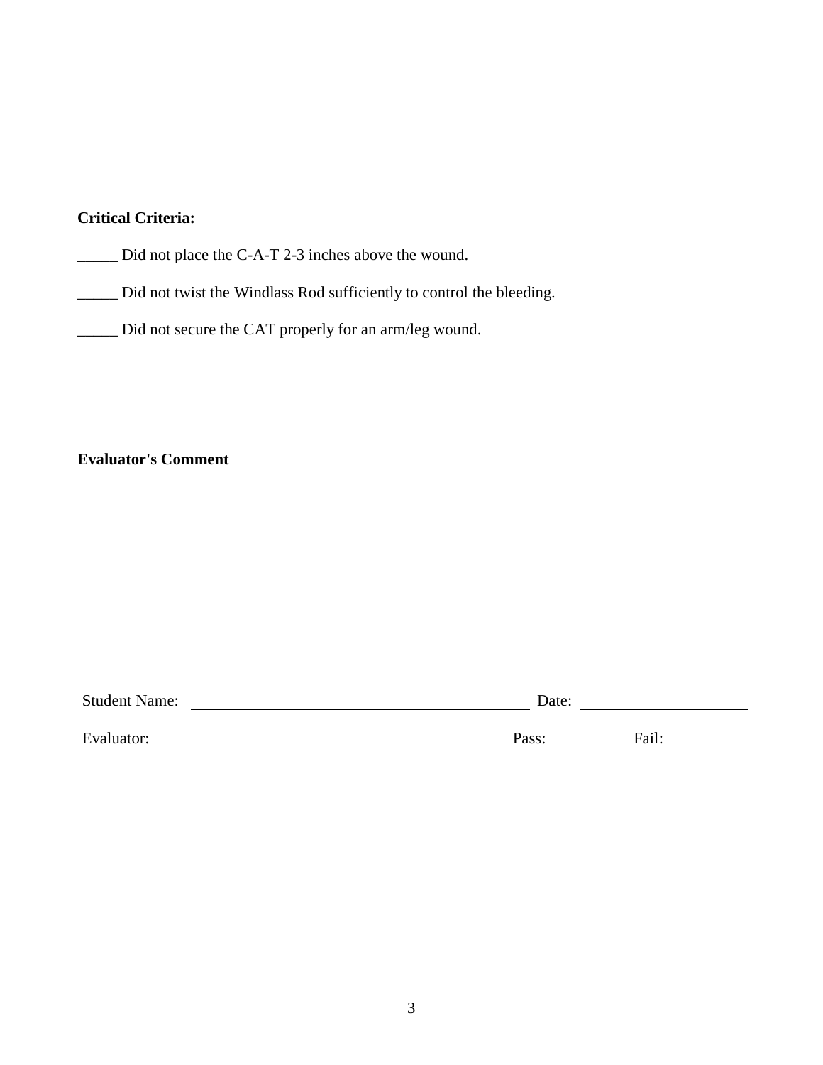**Critical Criteria:**

_____ Did not place the C-A-T 2-3 inches above the wound.

_____ Did not twist the Windlass Rod sufficiently to control the bleeding.

_____ Did not secure the CAT properly for an arm/leg wound.

**Evaluator's Comment**

Student Name: ______________________________ Date: ________________

Evaluator: ______________________________ Pass: ________ Fail: ________